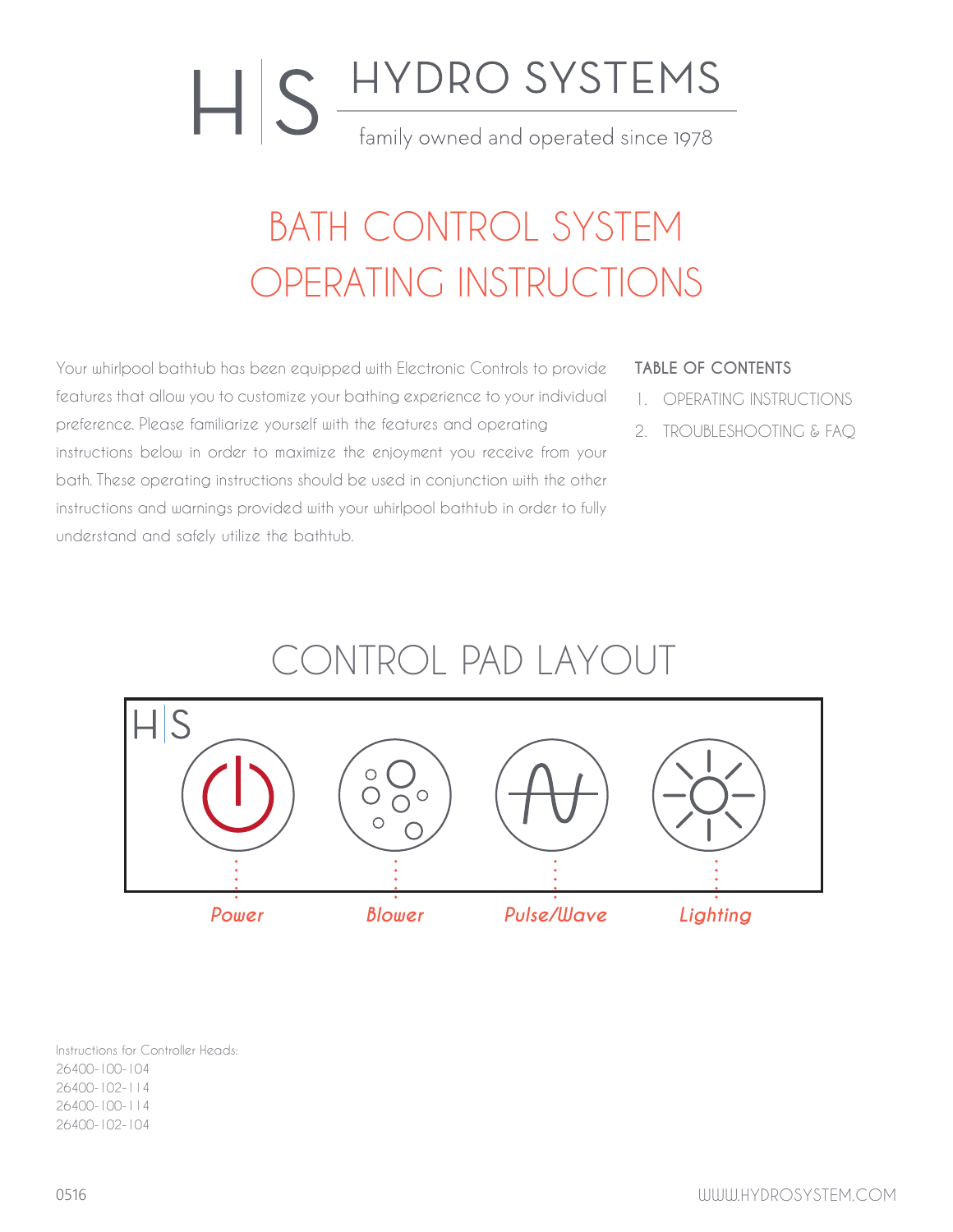# HYDRO SYSTEMS

family owned and operated since 1978

# BATH CONTROL SYSTEM OPERATING INSTRUCTIONS

Your whirlpool bathtub has been equipped with Electronic Controls to provide features that allow you to customize your bathing experience to your individual preference. Please familiarize yourself with the features and operating instructions below in order to maximize the enjoyment you receive from your bath. These operating instructions should be used in conjunction with the other instructions and warnings provided with your whirlpool bathtub in order to fully understand and safely utilize the bathtub.

**TABLE OF CONTENTS**

1. OPERATING INSTRUCTIONS
2. TROUBLESHOOTING & FAQ

## CONTROL PAD LAYOUT

H|S

*Power*

*Blower*

*Pulse/Wave*

*Lighting*

Instructions for Controller Heads:
26400-100-104
26400-102-114
26400-100-114
26400-102-104

0516

WWW.HYDROSYSTEM.COM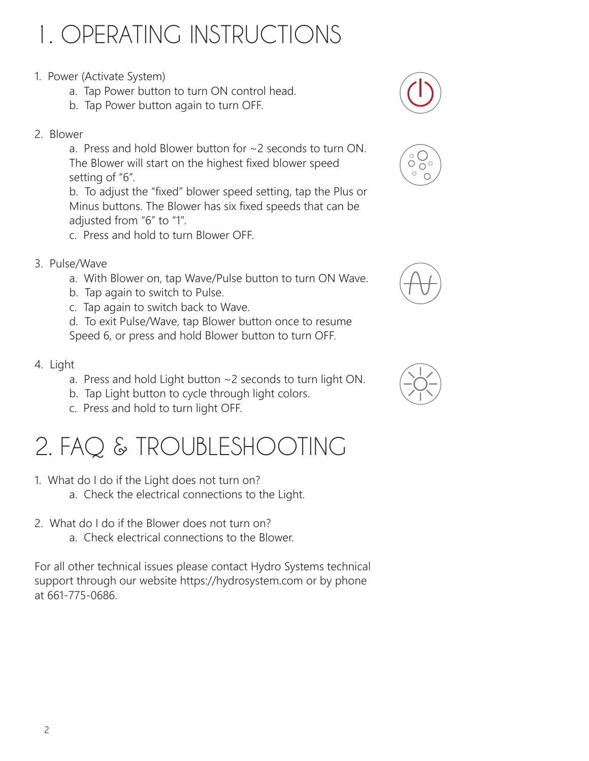# 1. OPERATING INSTRUCTIONS

1. Power (Activate System)
    a. Tap Power button to turn ON control head.
    b. Tap Power button again to turn OFF.

2. Blower
    a. Press and hold Blower button for ~2 seconds to turn ON. The Blower will start on the highest fixed blower speed setting of "6".
    b. To adjust the "fixed" blower speed setting, tap the Plus or Minus buttons. The Blower has six fixed speeds that can be adjusted from "6" to "1".
    c. Press and hold to turn Blower OFF.

3. Pulse/Wave
    a. With Blower on, tap Wave/Pulse button to turn ON Wave.
    b. Tap again to switch to Pulse.
    c. Tap again to switch back to Wave.
    d. To exit Pulse/Wave, tap Blower button once to resume Speed 6, or press and hold Blower button to turn OFF.

4. Light
    a. Press and hold Light button ~2 seconds to turn light ON.
    b. Tap Light button to cycle through light colors.
    c. Press and hold to turn light OFF.

# 2. FAQ & TROUBLESHOOTING

1. What do I do if the Light does not turn on?
    a. Check the electrical connections to the Light.

2. What do I do if the Blower does not turn on?
    a. Check electrical connections to the Blower.

For all other technical issues please contact Hydro Systems technical support through our website https://hydrosystem.com or by phone at 661-775-0686.